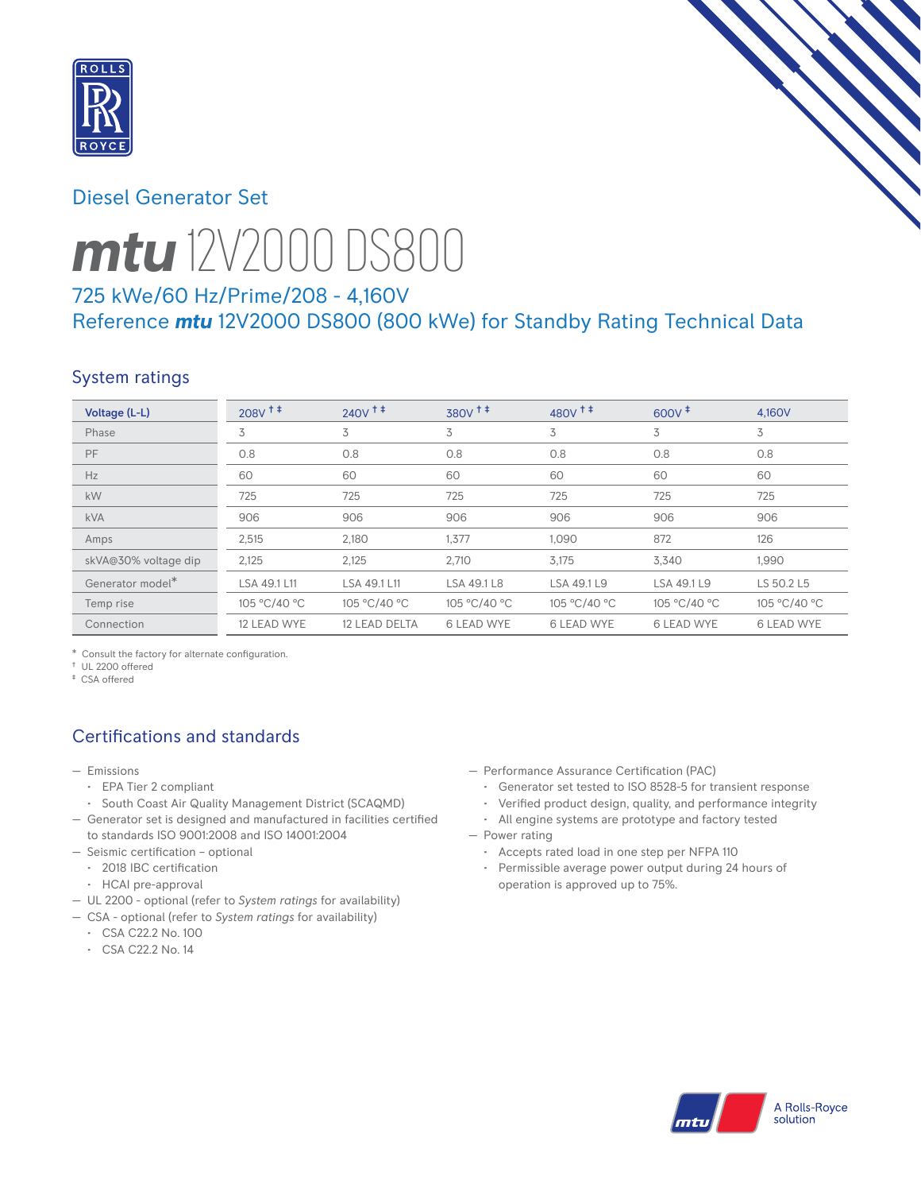## Diesel Generator Set

# ***mtu*** 12V2000 DS800

### 725 kWe/60 Hz/Prime/208 - 4,160V
### Reference ***mtu*** 12V2000 DS800 (800 kWe) for Standby Rating Technical Data

## System ratings

| Voltage (L-L) | 208V † ‡ | 240V † ‡ | 380V † ‡ | 480V † ‡ | 600V ‡ | 4,160V |
|---|---|---|---|---|---|---|
| Phase | 3 | 3 | 3 | 3 | 3 | 3 |
| PF | 0.8 | 0.8 | 0.8 | 0.8 | 0.8 | 0.8 |
| Hz | 60 | 60 | 60 | 60 | 60 | 60 |
| kW | 725 | 725 | 725 | 725 | 725 | 725 |
| kVA | 906 | 906 | 906 | 906 | 906 | 906 |
| Amps | 2,515 | 2,180 | 1,377 | 1,090 | 872 | 126 |
| skVA@30% voltage dip | 2,125 | 2,125 | 2,710 | 3,175 | 3,340 | 1,990 |
| Generator model* | LSA 49.1 L11 | LSA 49.1 L11 | LSA 49.1 L8 | LSA 49.1 L9 | LSA 49.1 L9 | LS 50.2 L5 |
| Temp rise | 105 °C/40 °C | 105 °C/40 °C | 105 °C/40 °C | 105 °C/40 °C | 105 °C/40 °C | 105 °C/40 °C |
| Connection | 12 LEAD WYE | 12 LEAD DELTA | 6 LEAD WYE | 6 LEAD WYE | 6 LEAD WYE | 6 LEAD WYE |

* Consult the factory for alternate configuration.
† UL 2200 offered
‡ CSA offered

## Certifications and standards

- Emissions
  - EPA Tier 2 compliant
  - South Coast Air Quality Management District (SCAQMD)
- Generator set is designed and manufactured in facilities certified to standards ISO 9001:2008 and ISO 14001:2004
- Seismic certification – optional
  - 2018 IBC certification
  - HCAI pre-approval
- UL 2200 - optional (refer to *System ratings* for availability)
- CSA - optional (refer to *System ratings* for availability)
  - CSA C22.2 No. 100
  - CSA C22.2 No. 14
- Performance Assurance Certification (PAC)
  - Generator set tested to ISO 8528-5 for transient response
  - Verified product design, quality, and performance integrity
  - All engine systems are prototype and factory tested
- Power rating
  - Accepts rated load in one step per NFPA 110
  - Permissible average power output during 24 hours of operation is approved up to 75%.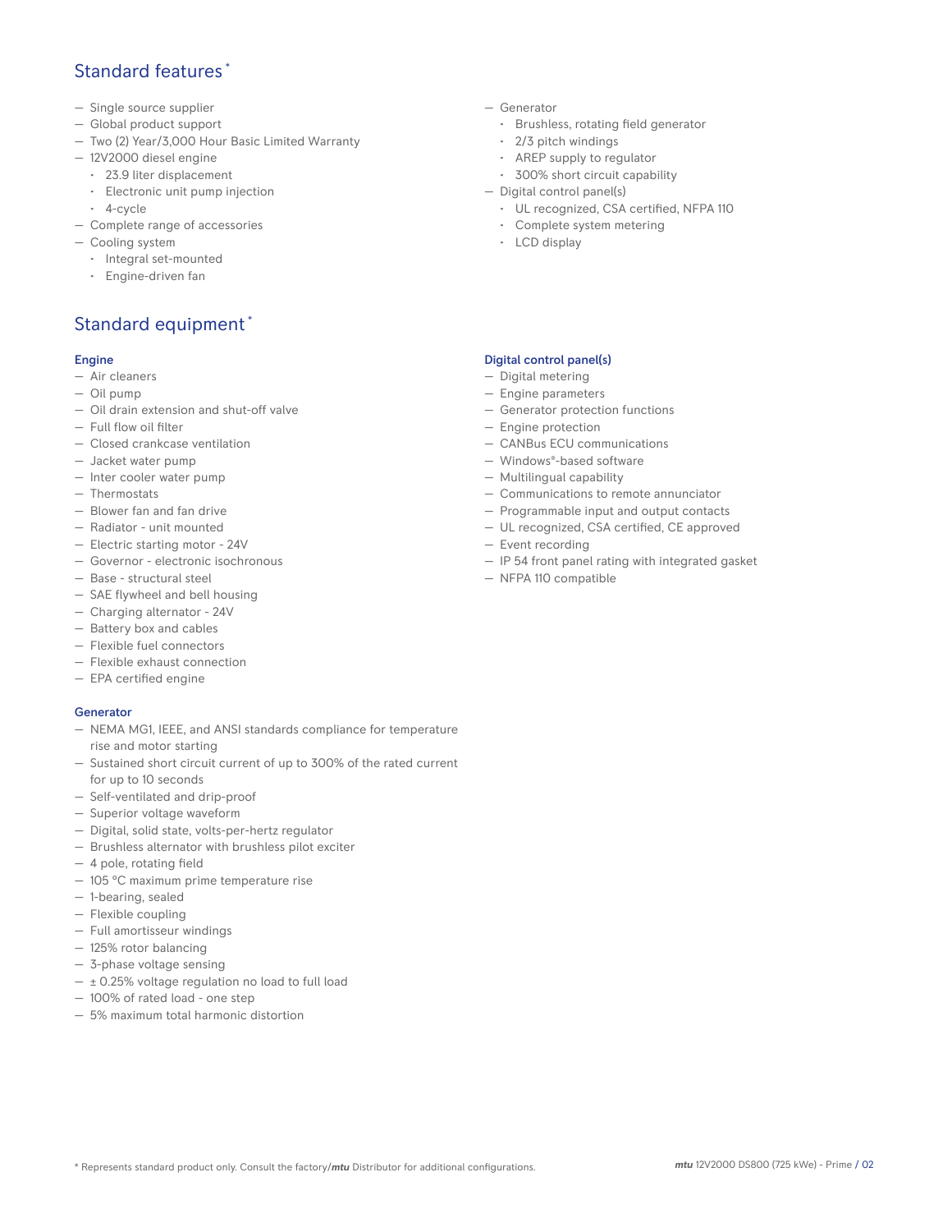## Standard features *

- Single source supplier
- Global product support
- Two (2) Year/3,000 Hour Basic Limited Warranty
- 12V2000 diesel engine
  - 23.9 liter displacement
  - Electronic unit pump injection
  - 4-cycle
- Complete range of accessories
- Cooling system
  - Integral set-mounted
  - Engine-driven fan
- Generator
  - Brushless, rotating field generator
  - 2/3 pitch windings
  - AREP supply to regulator
  - 300% short circuit capability
- Digital control panel(s)
  - UL recognized, CSA certified, NFPA 110
  - Complete system metering
  - LCD display

## Standard equipment *

### Engine

- Air cleaners
- Oil pump
- Oil drain extension and shut-off valve
- Full flow oil filter
- Closed crankcase ventilation
- Jacket water pump
- Inter cooler water pump
- Thermostats
- Blower fan and fan drive
- Radiator - unit mounted
- Electric starting motor - 24V
- Governor - electronic isochronous
- Base - structural steel
- SAE flywheel and bell housing
- Charging alternator - 24V
- Battery box and cables
- Flexible fuel connectors
- Flexible exhaust connection
- EPA certified engine

### Generator

- NEMA MG1, IEEE, and ANSI standards compliance for temperature rise and motor starting
- Sustained short circuit current of up to 300% of the rated current for up to 10 seconds
- Self-ventilated and drip-proof
- Superior voltage waveform
- Digital, solid state, volts-per-hertz regulator
- Brushless alternator with brushless pilot exciter
- 4 pole, rotating field
- 105 °C maximum prime temperature rise
- 1-bearing, sealed
- Flexible coupling
- Full amortisseur windings
- 125% rotor balancing
- 3-phase voltage sensing
- ± 0.25% voltage regulation no load to full load
- 100% of rated load - one step
- 5% maximum total harmonic distortion

### Digital control panel(s)

- Digital metering
- Engine parameters
- Generator protection functions
- Engine protection
- CANBus ECU communications
- Windows®-based software
- Multilingual capability
- Communications to remote annunciator
- Programmable input and output contacts
- UL recognized, CSA certified, CE approved
- Event recording
- IP 54 front panel rating with integrated gasket
- NFPA 110 compatible

* Represents standard product only. Consult the factory/*mtu* Distributor for additional configurations.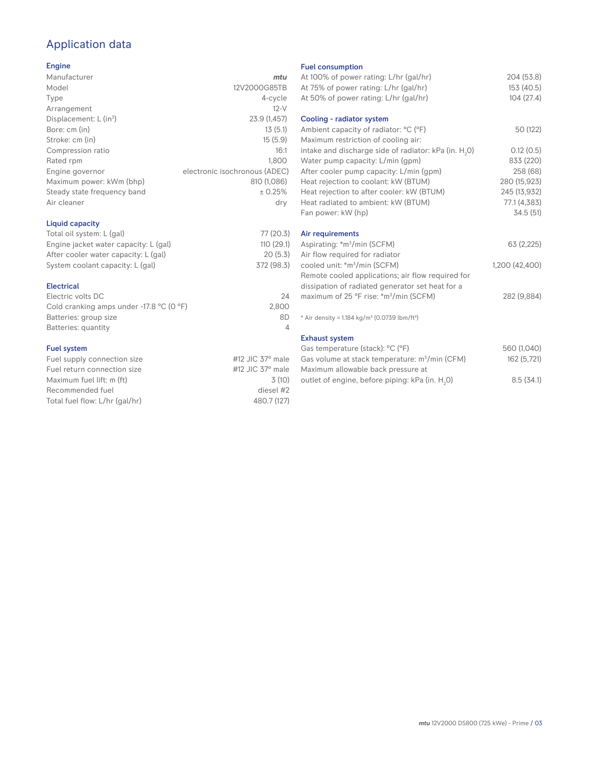# Application data

## Engine

| | |
|---|---|
| Manufacturer | *mtu* |
| Model | 12V2000G85TB |
| Type | 4-cycle |
| Arrangement | 12-V |
| Displacement: L ($in^3$) | 23.9 (1,457) |
| Bore: cm (in) | 13 (5.1) |
| Stroke: cm (in) | 15 (5.9) |
| Compression ratio | 16:1 |
| Rated rpm | 1,800 |
| Engine governor | electronic isochronous (ADEC) |
| Maximum power: kWm (bhp) | 810 (1,086) |
| Steady state frequency band | ± 0.25% |
| Air cleaner | dry |

## Liquid capacity

| | |
|---|---|
| Total oil system: L (gal) | 77 (20.3) |
| Engine jacket water capacity: L (gal) | 110 (29.1) |
| After cooler water capacity: L (gal) | 20 (5.3) |
| System coolant capacity: L (gal) | 372 (98.3) |

## Electrical

| | |
|---|---|
| Electric volts DC | 24 |
| Cold cranking amps under -17.8 °C (0 °F) | 2,800 |
| Batteries: group size | 8D |
| Batteries: quantity | 4 |

## Fuel system

| | |
|---|---|
| Fuel supply connection size | #12 JIC 37° male |
| Fuel return connection size | #12 JIC 37° male |
| Maximum fuel lift: m (ft) | 3 (10) |
| Recommended fuel | diesel #2 |
| Total fuel flow: L/hr (gal/hr) | 480.7 (127) |

## Fuel consumption

| | |
|---|---|
| At 100% of power rating: L/hr (gal/hr) | 204 (53.8) |
| At 75% of power rating: L/hr (gal/hr) | 153 (40.5) |
| At 50% of power rating: L/hr (gal/hr) | 104 (27.4) |

## Cooling - radiator system

| | |
|---|---|
| Ambient capacity of radiator: °C (°F) | 50 (122) |
| Maximum restriction of cooling air: intake and discharge side of radiator: kPa (in. $H_2O$) | 0.12 (0.5) |
| Water pump capacity: L/min (gpm) | 833 (220) |
| After cooler pump capacity: L/min (gpm) | 258 (68) |
| Heat rejection to coolant: kW (BTUM) | 280 (15,923) |
| Heat rejection to after cooler: kW (BTUM) | 245 (13,932) |
| Heat radiated to ambient: kW (BTUM) | 77.1 (4,383) |
| Fan power: kW (hp) | 34.5 (51) |

## Air requirements

| | |
|---|---|
| Aspirating: *$m^3$/min (SCFM) | 63 (2,225) |
| Air flow required for radiator cooled unit: *$m^3$/min (SCFM) | 1,200 (42,400) |
| Remote cooled applications; air flow required for dissipation of radiated generator set heat for a maximum of 25 °F rise: *$m^3$/min (SCFM) | 282 (9,884) |

* Air density = 1.184 kg/$m^3$ (0.0739 lbm/$ft^3$)

## Exhaust system

| | |
|---|---|
| Gas temperature (stack): °C (°F) | 560 (1,040) |
| Gas volume at stack temperature: $m^3$/min (CFM) | 162 (5,721) |
| Maximum allowable back pressure at outlet of engine, before piping: kPa (in. $H_2O$) | 8.5 (34.1) |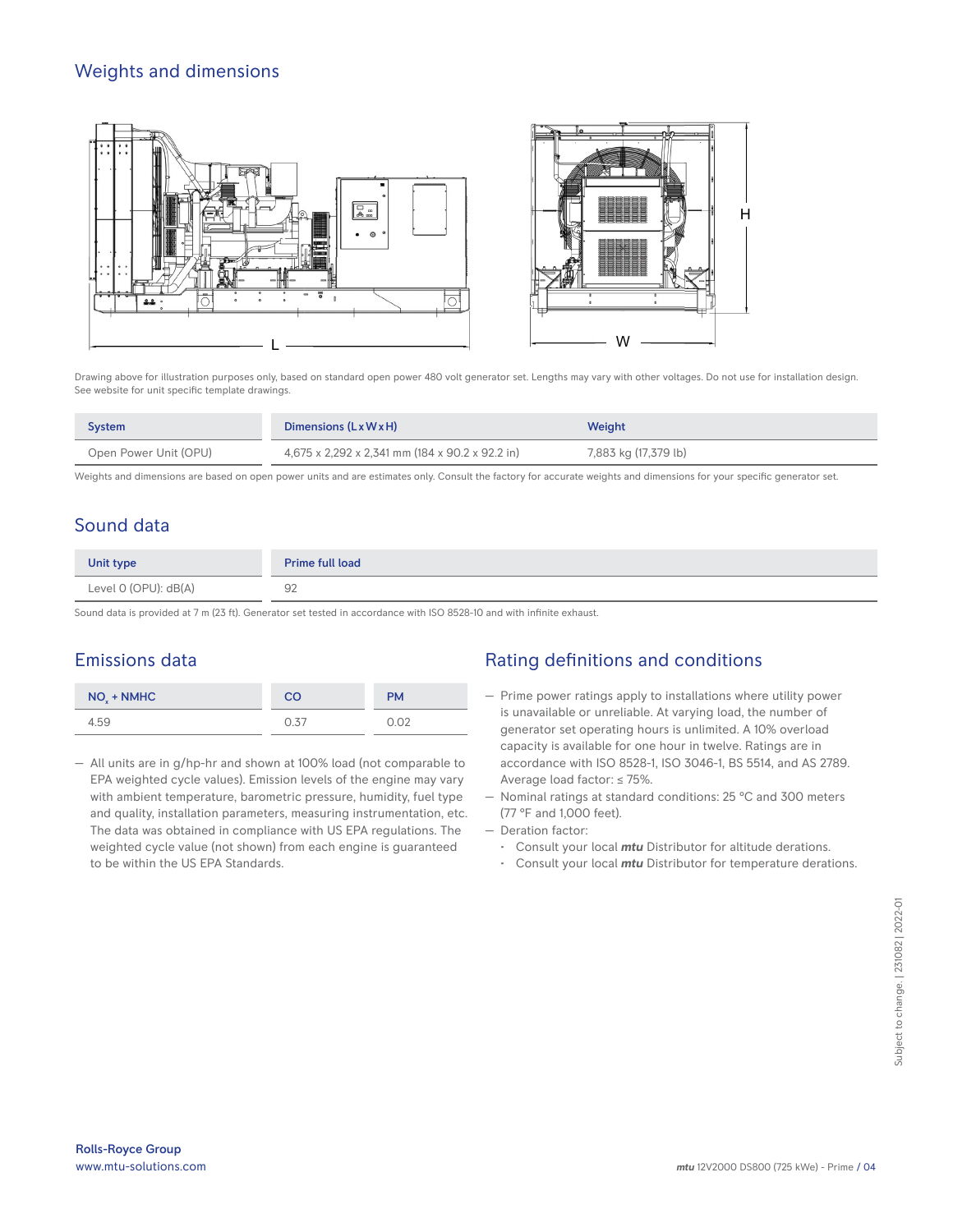## Weights and dimensions

L

W

H

Drawing above for illustration purposes only, based on standard open power 480 volt generator set. Lengths may vary with other voltages. Do not use for installation design. See website for unit specific template drawings.

| System | Dimensions (L x W x H) | Weight |
|---|---|---|
| Open Power Unit (OPU) | 4,675 x 2,292 x 2,341 mm (184 x 90.2 x 92.2 in) | 7,883 kg (17,379 lb) |

Weights and dimensions are based on open power units and are estimates only. Consult the factory for accurate weights and dimensions for your specific generator set.

## Sound data

| Unit type | Prime full load |
|---|---|
| Level 0 (OPU): dB(A) | 92 |

Sound data is provided at 7 m (23 ft). Generator set tested in accordance with ISO 8528-10 and with infinite exhaust.

## Emissions data

| $NO_x$ + NMHC | CO | PM |
|---|---|---|
| 4.59 | 0.37 | 0.02 |

— All units are in g/hp-hr and shown at 100% load (not comparable to EPA weighted cycle values). Emission levels of the engine may vary with ambient temperature, barometric pressure, humidity, fuel type and quality, installation parameters, measuring instrumentation, etc. The data was obtained in compliance with US EPA regulations. The weighted cycle value (not shown) from each engine is guaranteed to be within the US EPA Standards.

## Rating definitions and conditions

— Prime power ratings apply to installations where utility power is unavailable or unreliable. At varying load, the number of generator set operating hours is unlimited. A 10% overload capacity is available for one hour in twelve. Ratings are in accordance with ISO 8528-1, ISO 3046-1, BS 5514, and AS 2789. Average load factor: ≤ 75%.

— Nominal ratings at standard conditions: 25 °C and 300 meters (77 °F and 1,000 feet).

— Deration factor:
- Consult your local ***mtu*** Distributor for altitude derations.
- Consult your local ***mtu*** Distributor for temperature derations.

Subject to change. | 231082 | 2022-01

Rolls-Royce Group
www.mtu-solutions.com